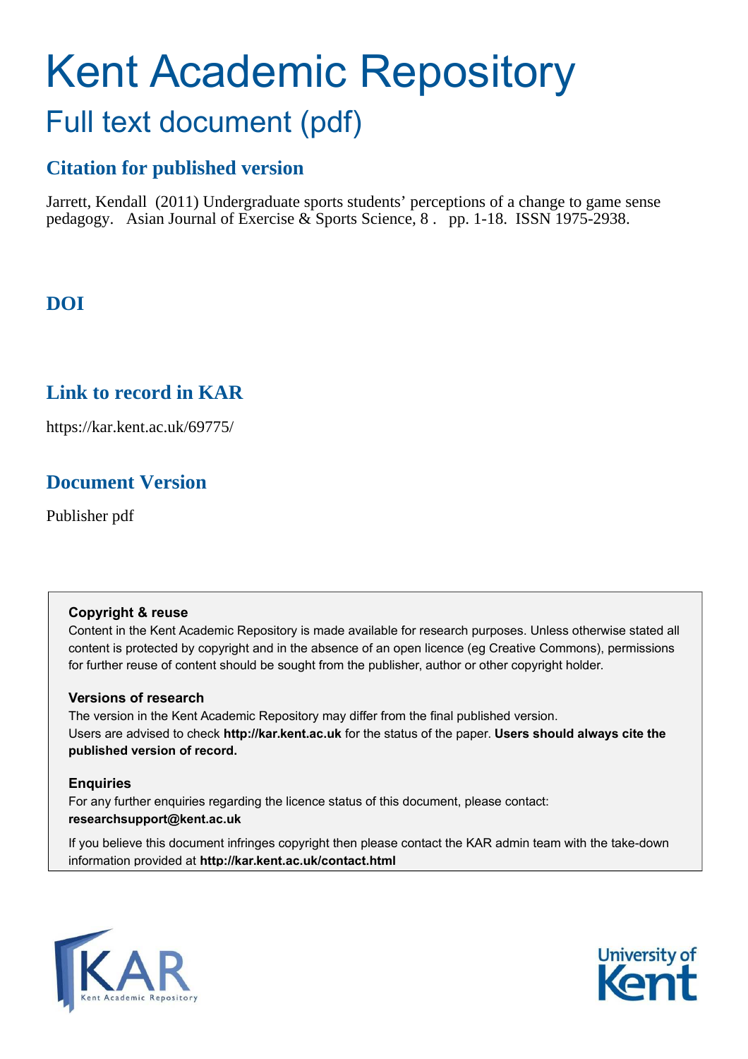# Kent Academic Repository

## Full text document (pdf)

### Citation for published version

Jarrett, Kendall (2011) Undergraduate sports students' perceptions of a change to game sense pedagogy. Asian Journal of Exercise & Sports Science, 8 . pp. 1-18. ISSN 1975-2938.

### DOI

### Link to record in KAR

https://kar.kent.ac.uk/69775/

### Document Version

Publisher pdf

**Copyright & reuse**

Content in the Kent Academic Repository is made available for research purposes. Unless otherwise stated all content is protected by copyright and in the absence of an open licence (eg Creative Commons), permissions for further reuse of content should be sought from the publisher, author or other copyright holder.

**Versions of research**

The version in the Kent Academic Repository may differ from the final published version. Users are advised to check **http://kar.kent.ac.uk** for the status of the paper. **Users should always cite the published version of record.**

**Enquiries**

For any further enquiries regarding the licence status of this document, please contact: **researchsupport@kent.ac.uk**

If you believe this document infringes copyright then please contact the KAR admin team with the take-down information provided at **http://kar.kent.ac.uk/contact.html**

KAR Kent Academic Repository

University of Kent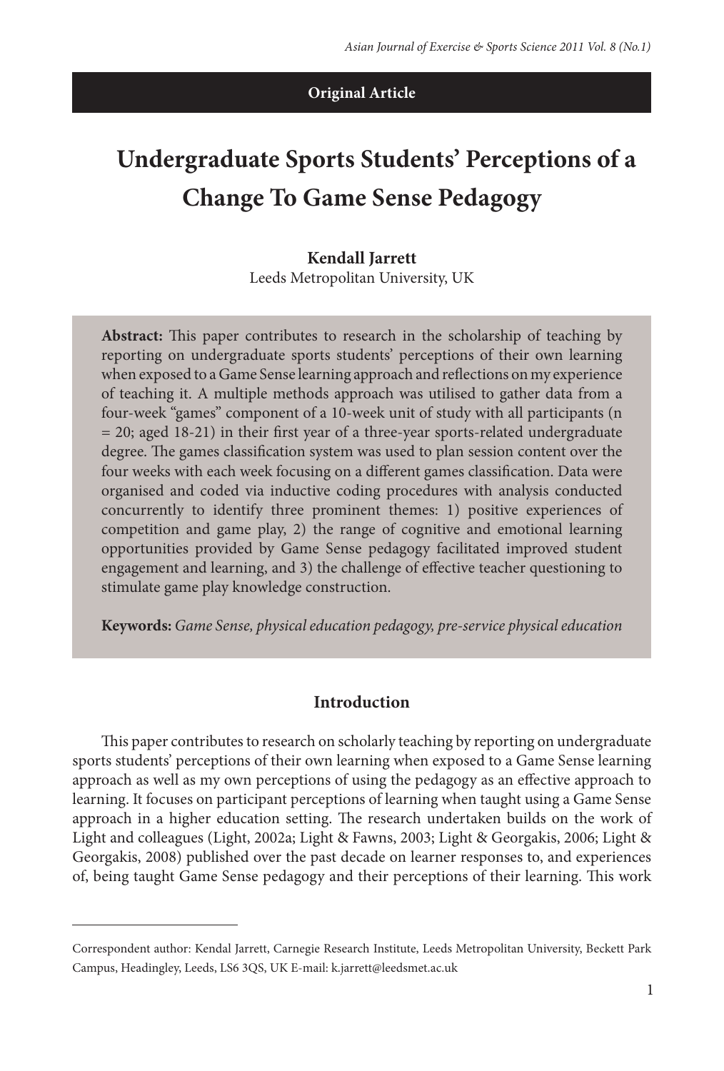**Original Article**

# Undergraduate Sports Students' Perceptions of a Change To Game Sense Pedagogy

**Kendall Jarrett**
Leeds Metropolitan University, UK

> **Abstract:** This paper contributes to research in the scholarship of teaching by reporting on undergraduate sports students' perceptions of their own learning when exposed to a Game Sense learning approach and reflections on my experience of teaching it. A multiple methods approach was utilised to gather data from a four-week "games" component of a 10-week unit of study with all participants (n = 20; aged 18-21) in their first year of a three-year sports-related undergraduate degree. The games classification system was used to plan session content over the four weeks with each week focusing on a different games classification. Data were organised and coded via inductive coding procedures with analysis conducted concurrently to identify three prominent themes: 1) positive experiences of competition and game play, 2) the range of cognitive and emotional learning opportunities provided by Game Sense pedagogy facilitated improved student engagement and learning, and 3) the challenge of effective teacher questioning to stimulate game play knowledge construction.
>
> **Keywords:** *Game Sense, physical education pedagogy, pre-service physical education*

## Introduction

This paper contributes to research on scholarly teaching by reporting on undergraduate sports students' perceptions of their own learning when exposed to a Game Sense learning approach as well as my own perceptions of using the pedagogy as an effective approach to learning. It focuses on participant perceptions of learning when taught using a Game Sense approach in a higher education setting. The research undertaken builds on the work of Light and colleagues (Light, 2002a; Light & Fawns, 2003; Light & Georgakis, 2006; Light & Georgakis, 2008) published over the past decade on learner responses to, and experiences of, being taught Game Sense pedagogy and their perceptions of their learning. This work

---

Correspondent author: Kendal Jarrett, Carnegie Research Institute, Leeds Metropolitan University, Beckett Park Campus, Headingley, Leeds, LS6 3QS, UK E-mail: k.jarrett@leedsmet.ac.uk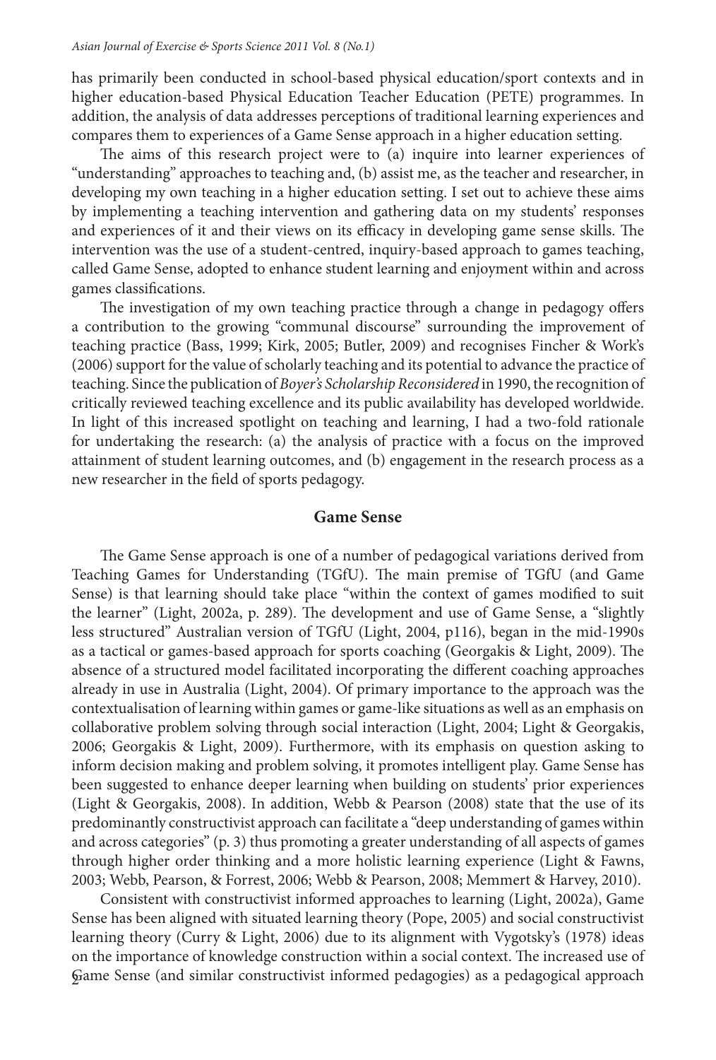has primarily been conducted in school-based physical education/sport contexts and in higher education-based Physical Education Teacher Education (PETE) programmes. In addition, the analysis of data addresses perceptions of traditional learning experiences and compares them to experiences of a Game Sense approach in a higher education setting.

The aims of this research project were to (a) inquire into learner experiences of "understanding" approaches to teaching and, (b) assist me, as the teacher and researcher, in developing my own teaching in a higher education setting. I set out to achieve these aims by implementing a teaching intervention and gathering data on my students' responses and experiences of it and their views on its efficacy in developing game sense skills. The intervention was the use of a student-centred, inquiry-based approach to games teaching, called Game Sense, adopted to enhance student learning and enjoyment within and across games classifications.

The investigation of my own teaching practice through a change in pedagogy offers a contribution to the growing "communal discourse" surrounding the improvement of teaching practice (Bass, 1999; Kirk, 2005; Butler, 2009) and recognises Fincher & Work's (2006) support for the value of scholarly teaching and its potential to advance the practice of teaching. Since the publication of *Boyer's Scholarship Reconsidered* in 1990, the recognition of critically reviewed teaching excellence and its public availability has developed worldwide. In light of this increased spotlight on teaching and learning, I had a two-fold rationale for undertaking the research: (a) the analysis of practice with a focus on the improved attainment of student learning outcomes, and (b) engagement in the research process as a new researcher in the field of sports pedagogy.

## Game Sense

The Game Sense approach is one of a number of pedagogical variations derived from Teaching Games for Understanding (TGfU). The main premise of TGfU (and Game Sense) is that learning should take place "within the context of games modified to suit the learner" (Light, 2002a, p. 289). The development and use of Game Sense, a "slightly less structured" Australian version of TGfU (Light, 2004, p116), began in the mid-1990s as a tactical or games-based approach for sports coaching (Georgakis & Light, 2009). The absence of a structured model facilitated incorporating the different coaching approaches already in use in Australia (Light, 2004). Of primary importance to the approach was the contextualisation of learning within games or game-like situations as well as an emphasis on collaborative problem solving through social interaction (Light, 2004; Light & Georgakis, 2006; Georgakis & Light, 2009). Furthermore, with its emphasis on question asking to inform decision making and problem solving, it promotes intelligent play. Game Sense has been suggested to enhance deeper learning when building on students' prior experiences (Light & Georgakis, 2008). In addition, Webb & Pearson (2008) state that the use of its predominantly constructivist approach can facilitate a "deep understanding of games within and across categories" (p. 3) thus promoting a greater understanding of all aspects of games through higher order thinking and a more holistic learning experience (Light & Fawns, 2003; Webb, Pearson, & Forrest, 2006; Webb & Pearson, 2008; Memmert & Harvey, 2010).

Consistent with constructivist informed approaches to learning (Light, 2002a), Game Sense has been aligned with situated learning theory (Pope, 2005) and social constructivist learning theory (Curry & Light, 2006) due to its alignment with Vygotsky's (1978) ideas on the importance of knowledge construction within a social context. The increased use of Game Sense (and similar constructivist informed pedagogies) as a pedagogical approach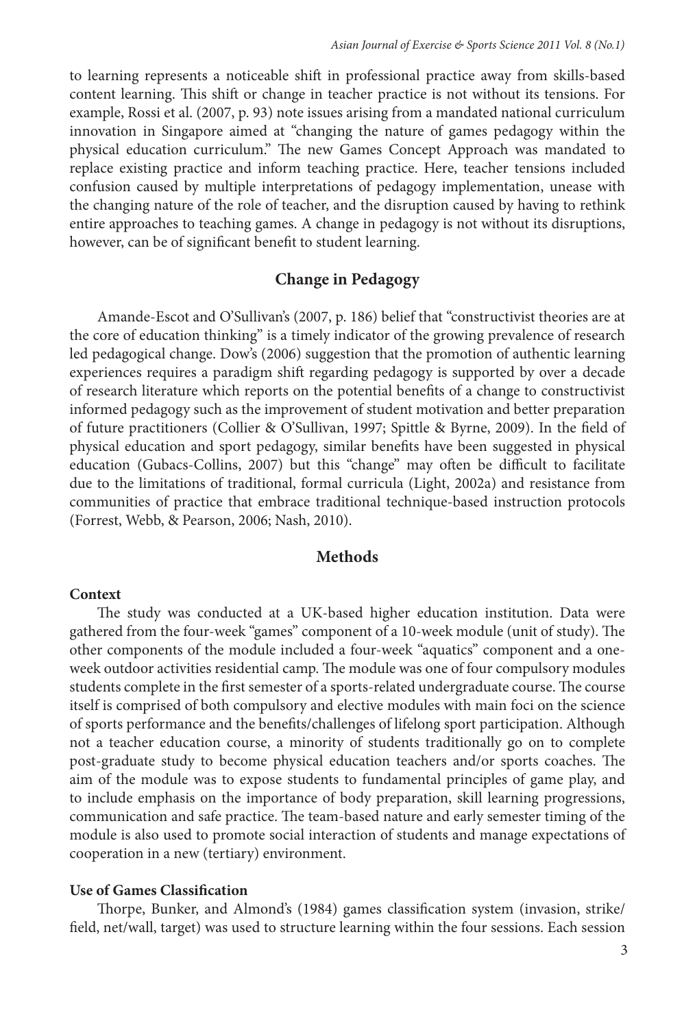to learning represents a noticeable shift in professional practice away from skills-based content learning. This shift or change in teacher practice is not without its tensions. For example, Rossi et al. (2007, p. 93) note issues arising from a mandated national curriculum innovation in Singapore aimed at "changing the nature of games pedagogy within the physical education curriculum." The new Games Concept Approach was mandated to replace existing practice and inform teaching practice. Here, teacher tensions included confusion caused by multiple interpretations of pedagogy implementation, unease with the changing nature of the role of teacher, and the disruption caused by having to rethink entire approaches to teaching games. A change in pedagogy is not without its disruptions, however, can be of significant benefit to student learning.

## Change in Pedagogy

Amande-Escot and O'Sullivan's (2007, p. 186) belief that "constructivist theories are at the core of education thinking" is a timely indicator of the growing prevalence of research led pedagogical change. Dow's (2006) suggestion that the promotion of authentic learning experiences requires a paradigm shift regarding pedagogy is supported by over a decade of research literature which reports on the potential benefits of a change to constructivist informed pedagogy such as the improvement of student motivation and better preparation of future practitioners (Collier & O'Sullivan, 1997; Spittle & Byrne, 2009). In the field of physical education and sport pedagogy, similar benefits have been suggested in physical education (Gubacs-Collins, 2007) but this "change" may often be difficult to facilitate due to the limitations of traditional, formal curricula (Light, 2002a) and resistance from communities of practice that embrace traditional technique-based instruction protocols (Forrest, Webb, & Pearson, 2006; Nash, 2010).

## Methods

### Context

The study was conducted at a UK-based higher education institution. Data were gathered from the four-week "games" component of a 10-week module (unit of study). The other components of the module included a four-week "aquatics" component and a one-week outdoor activities residential camp. The module was one of four compulsory modules students complete in the first semester of a sports-related undergraduate course. The course itself is comprised of both compulsory and elective modules with main foci on the science of sports performance and the benefits/challenges of lifelong sport participation. Although not a teacher education course, a minority of students traditionally go on to complete post-graduate study to become physical education teachers and/or sports coaches. The aim of the module was to expose students to fundamental principles of game play, and to include emphasis on the importance of body preparation, skill learning progressions, communication and safe practice. The team-based nature and early semester timing of the module is also used to promote social interaction of students and manage expectations of cooperation in a new (tertiary) environment.

### Use of Games Classification

Thorpe, Bunker, and Almond's (1984) games classification system (invasion, strike/field, net/wall, target) was used to structure learning within the four sessions. Each session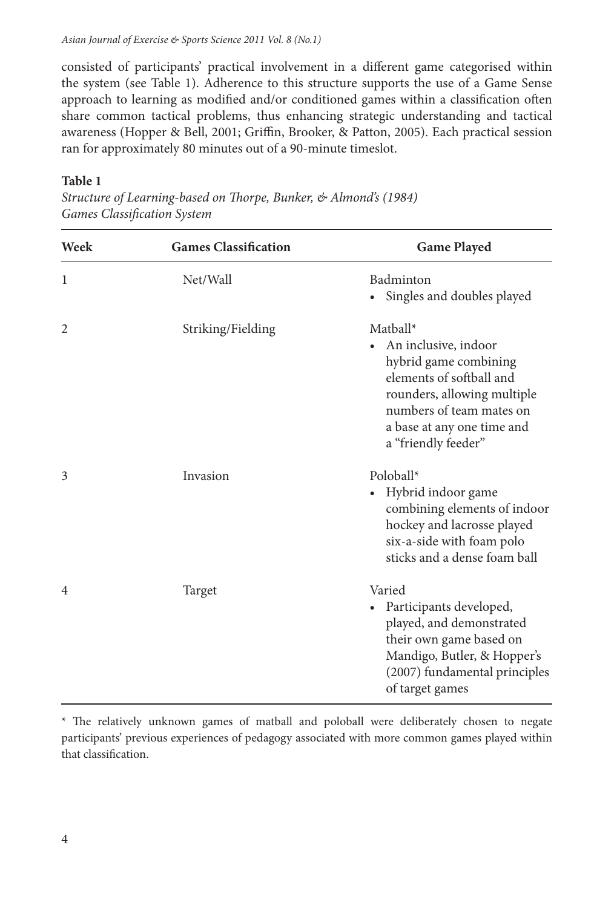consisted of participants' practical involvement in a different game categorised within the system (see Table 1). Adherence to this structure supports the use of a Game Sense approach to learning as modified and/or conditioned games within a classification often share common tactical problems, thus enhancing strategic understanding and tactical awareness (Hopper & Bell, 2001; Griffin, Brooker, & Patton, 2005). Each practical session ran for approximately 80 minutes out of a 90-minute timeslot.

**Table 1**

*Structure of Learning-based on Thorpe, Bunker, & Almond's (1984) Games Classification System*

| Week | Games Classification | Game Played |
|---|---|---|
| 1 | Net/Wall | Badminton<br>• Singles and doubles played |
| 2 | Striking/Fielding | Matball*<br>• An inclusive, indoor hybrid game combining elements of softball and rounders, allowing multiple numbers of team mates on a base at any one time and a "friendly feeder" |
| 3 | Invasion | Poloball*<br>• Hybrid indoor game combining elements of indoor hockey and lacrosse played six-a-side with foam polo sticks and a dense foam ball |
| 4 | Target | Varied<br>• Participants developed, played, and demonstrated their own game based on Mandigo, Butler, & Hopper's (2007) fundamental principles of target games |

* The relatively unknown games of matball and poloball were deliberately chosen to negate participants' previous experiences of pedagogy associated with more common games played within that classification.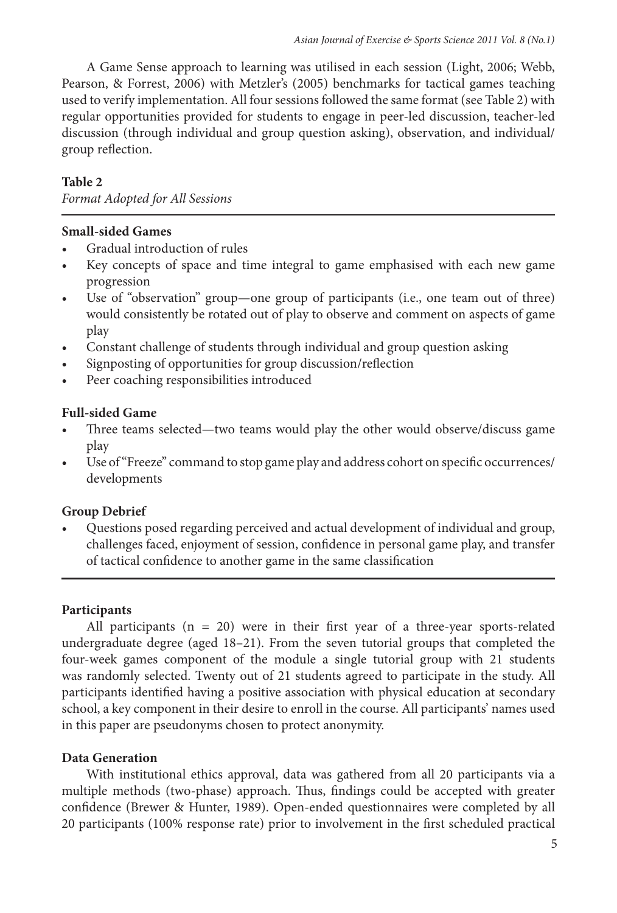A Game Sense approach to learning was utilised in each session (Light, 2006; Webb, Pearson, & Forrest, 2006) with Metzler's (2005) benchmarks for tactical games teaching used to verify implementation. All four sessions followed the same format (see Table 2) with regular opportunities provided for students to engage in peer-led discussion, teacher-led discussion (through individual and group question asking), observation, and individual/ group reflection.

**Table 2**
*Format Adopted for All Sessions*

**Small-sided Games**

- Gradual introduction of rules
- Key concepts of space and time integral to game emphasised with each new game progression
- Use of "observation" group—one group of participants (i.e., one team out of three) would consistently be rotated out of play to observe and comment on aspects of game play
- Constant challenge of students through individual and group question asking
- Signposting of opportunities for group discussion/reflection
- Peer coaching responsibilities introduced

**Full-sided Game**

- Three teams selected—two teams would play the other would observe/discuss game play
- Use of "Freeze" command to stop game play and address cohort on specific occurrences/ developments

**Group Debrief**

- Questions posed regarding perceived and actual development of individual and group, challenges faced, enjoyment of session, confidence in personal game play, and transfer of tactical confidence to another game in the same classification

### Participants

All participants (n = 20) were in their first year of a three-year sports-related undergraduate degree (aged 18–21). From the seven tutorial groups that completed the four-week games component of the module a single tutorial group with 21 students was randomly selected. Twenty out of 21 students agreed to participate in the study. All participants identified having a positive association with physical education at secondary school, a key component in their desire to enroll in the course. All participants' names used in this paper are pseudonyms chosen to protect anonymity.

### Data Generation

With institutional ethics approval, data was gathered from all 20 participants via a multiple methods (two-phase) approach. Thus, findings could be accepted with greater confidence (Brewer & Hunter, 1989). Open-ended questionnaires were completed by all 20 participants (100% response rate) prior to involvement in the first scheduled practical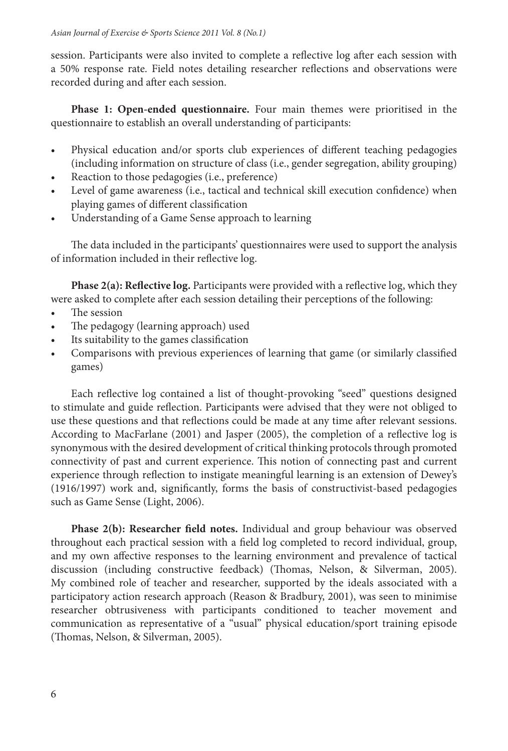session. Participants were also invited to complete a reflective log after each session with a 50% response rate. Field notes detailing researcher reflections and observations were recorded during and after each session.

**Phase 1: Open-ended questionnaire.** Four main themes were prioritised in the questionnaire to establish an overall understanding of participants:

- Physical education and/or sports club experiences of different teaching pedagogies (including information on structure of class (i.e., gender segregation, ability grouping)
- Reaction to those pedagogies (i.e., preference)
- Level of game awareness (i.e., tactical and technical skill execution confidence) when playing games of different classification
- Understanding of a Game Sense approach to learning

The data included in the participants' questionnaires were used to support the analysis of information included in their reflective log.

**Phase 2(a): Reflective log.** Participants were provided with a reflective log, which they were asked to complete after each session detailing their perceptions of the following:

- The session
- The pedagogy (learning approach) used
- Its suitability to the games classification
- Comparisons with previous experiences of learning that game (or similarly classified games)

Each reflective log contained a list of thought-provoking "seed" questions designed to stimulate and guide reflection. Participants were advised that they were not obliged to use these questions and that reflections could be made at any time after relevant sessions. According to MacFarlane (2001) and Jasper (2005), the completion of a reflective log is synonymous with the desired development of critical thinking protocols through promoted connectivity of past and current experience. This notion of connecting past and current experience through reflection to instigate meaningful learning is an extension of Dewey's (1916/1997) work and, significantly, forms the basis of constructivist-based pedagogies such as Game Sense (Light, 2006).

**Phase 2(b): Researcher field notes.** Individual and group behaviour was observed throughout each practical session with a field log completed to record individual, group, and my own affective responses to the learning environment and prevalence of tactical discussion (including constructive feedback) (Thomas, Nelson, & Silverman, 2005). My combined role of teacher and researcher, supported by the ideals associated with a participatory action research approach (Reason & Bradbury, 2001), was seen to minimise researcher obtrusiveness with participants conditioned to teacher movement and communication as representative of a "usual" physical education/sport training episode (Thomas, Nelson, & Silverman, 2005).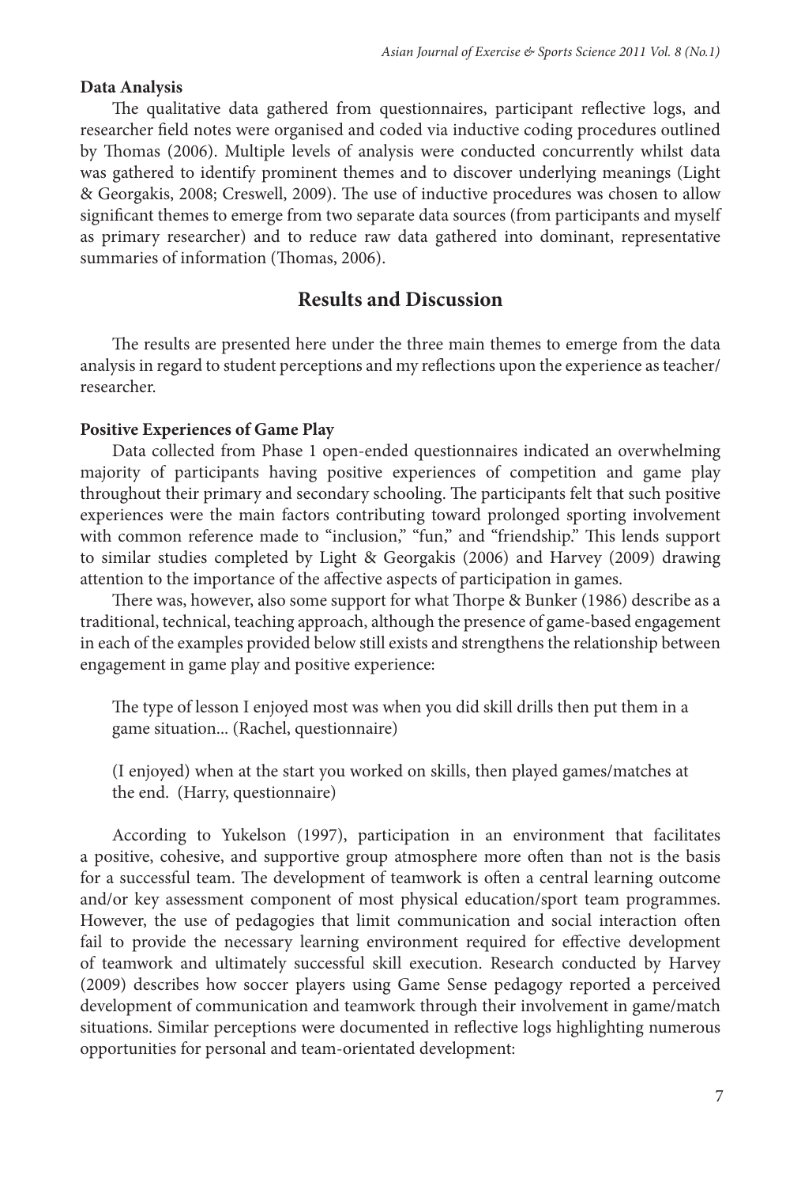### Data Analysis

The qualitative data gathered from questionnaires, participant reflective logs, and researcher field notes were organised and coded via inductive coding procedures outlined by Thomas (2006). Multiple levels of analysis were conducted concurrently whilst data was gathered to identify prominent themes and to discover underlying meanings (Light & Georgakis, 2008; Creswell, 2009). The use of inductive procedures was chosen to allow significant themes to emerge from two separate data sources (from participants and myself as primary researcher) and to reduce raw data gathered into dominant, representative summaries of information (Thomas, 2006).

## Results and Discussion

The results are presented here under the three main themes to emerge from the data analysis in regard to student perceptions and my reflections upon the experience as teacher/ researcher.

### Positive Experiences of Game Play

Data collected from Phase 1 open-ended questionnaires indicated an overwhelming majority of participants having positive experiences of competition and game play throughout their primary and secondary schooling. The participants felt that such positive experiences were the main factors contributing toward prolonged sporting involvement with common reference made to "inclusion," "fun," and "friendship." This lends support to similar studies completed by Light & Georgakis (2006) and Harvey (2009) drawing attention to the importance of the affective aspects of participation in games.

There was, however, also some support for what Thorpe & Bunker (1986) describe as a traditional, technical, teaching approach, although the presence of game-based engagement in each of the examples provided below still exists and strengthens the relationship between engagement in game play and positive experience:

> The type of lesson I enjoyed most was when you did skill drills then put them in a game situation... (Rachel, questionnaire)

> (I enjoyed) when at the start you worked on skills, then played games/matches at the end. (Harry, questionnaire)

According to Yukelson (1997), participation in an environment that facilitates a positive, cohesive, and supportive group atmosphere more often than not is the basis for a successful team. The development of teamwork is often a central learning outcome and/or key assessment component of most physical education/sport team programmes. However, the use of pedagogies that limit communication and social interaction often fail to provide the necessary learning environment required for effective development of teamwork and ultimately successful skill execution. Research conducted by Harvey (2009) describes how soccer players using Game Sense pedagogy reported a perceived development of communication and teamwork through their involvement in game/match situations. Similar perceptions were documented in reflective logs highlighting numerous opportunities for personal and team-orientated development: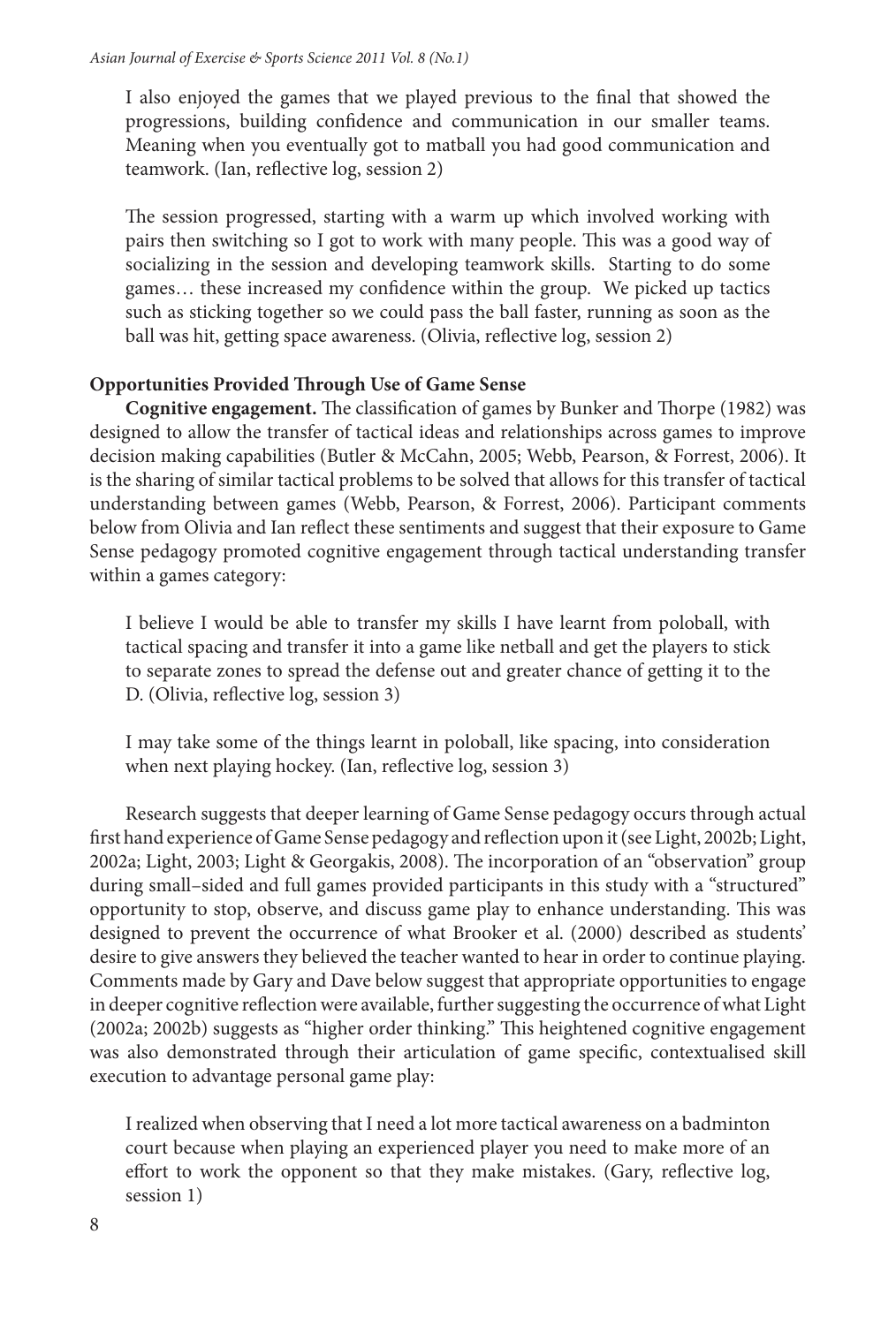> I also enjoyed the games that we played previous to the final that showed the progressions, building confidence and communication in our smaller teams. Meaning when you eventually got to matball you had good communication and teamwork. (Ian, reflective log, session 2)

> The session progressed, starting with a warm up which involved working with pairs then switching so I got to work with many people. This was a good way of socializing in the session and developing teamwork skills. Starting to do some games… these increased my confidence within the group. We picked up tactics such as sticking together so we could pass the ball faster, running as soon as the ball was hit, getting space awareness. (Olivia, reflective log, session 2)

### Opportunities Provided Through Use of Game Sense

**Cognitive engagement.** The classification of games by Bunker and Thorpe (1982) was designed to allow the transfer of tactical ideas and relationships across games to improve decision making capabilities (Butler & McCahn, 2005; Webb, Pearson, & Forrest, 2006). It is the sharing of similar tactical problems to be solved that allows for this transfer of tactical understanding between games (Webb, Pearson, & Forrest, 2006). Participant comments below from Olivia and Ian reflect these sentiments and suggest that their exposure to Game Sense pedagogy promoted cognitive engagement through tactical understanding transfer within a games category:

> I believe I would be able to transfer my skills I have learnt from poloball, with tactical spacing and transfer it into a game like netball and get the players to stick to separate zones to spread the defense out and greater chance of getting it to the D. (Olivia, reflective log, session 3)

> I may take some of the things learnt in poloball, like spacing, into consideration when next playing hockey. (Ian, reflective log, session 3)

Research suggests that deeper learning of Game Sense pedagogy occurs through actual first hand experience of Game Sense pedagogy and reflection upon it (see Light, 2002b; Light, 2002a; Light, 2003; Light & Georgakis, 2008). The incorporation of an "observation" group during small–sided and full games provided participants in this study with a "structured" opportunity to stop, observe, and discuss game play to enhance understanding. This was designed to prevent the occurrence of what Brooker et al. (2000) described as students' desire to give answers they believed the teacher wanted to hear in order to continue playing. Comments made by Gary and Dave below suggest that appropriate opportunities to engage in deeper cognitive reflection were available, further suggesting the occurrence of what Light (2002a; 2002b) suggests as "higher order thinking." This heightened cognitive engagement was also demonstrated through their articulation of game specific, contextualised skill execution to advantage personal game play:

> I realized when observing that I need a lot more tactical awareness on a badminton court because when playing an experienced player you need to make more of an effort to work the opponent so that they make mistakes. (Gary, reflective log, session 1)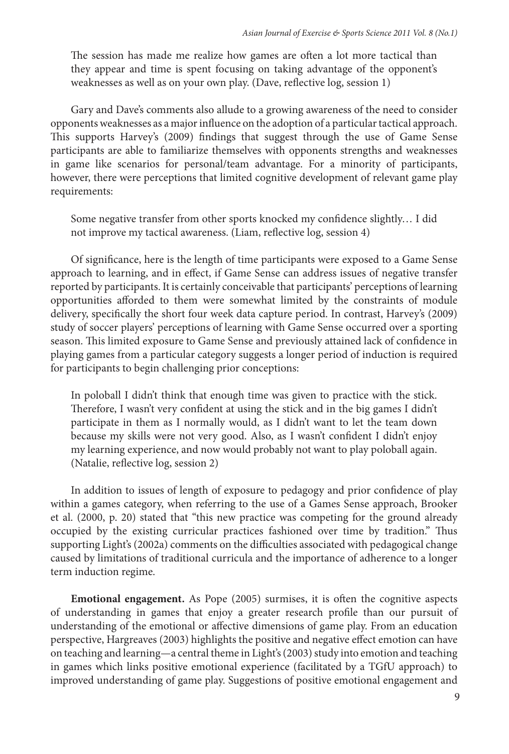The session has made me realize how games are often a lot more tactical than they appear and time is spent focusing on taking advantage of the opponent's weaknesses as well as on your own play. (Dave, reflective log, session 1)

Gary and Dave's comments also allude to a growing awareness of the need to consider opponents weaknesses as a major influence on the adoption of a particular tactical approach. This supports Harvey's (2009) findings that suggest through the use of Game Sense participants are able to familiarize themselves with opponents strengths and weaknesses in game like scenarios for personal/team advantage. For a minority of participants, however, there were perceptions that limited cognitive development of relevant game play requirements:

Some negative transfer from other sports knocked my confidence slightly… I did not improve my tactical awareness. (Liam, reflective log, session 4)

Of significance, here is the length of time participants were exposed to a Game Sense approach to learning, and in effect, if Game Sense can address issues of negative transfer reported by participants. It is certainly conceivable that participants' perceptions of learning opportunities afforded to them were somewhat limited by the constraints of module delivery, specifically the short four week data capture period. In contrast, Harvey's (2009) study of soccer players' perceptions of learning with Game Sense occurred over a sporting season. This limited exposure to Game Sense and previously attained lack of confidence in playing games from a particular category suggests a longer period of induction is required for participants to begin challenging prior conceptions:

In poloball I didn't think that enough time was given to practice with the stick. Therefore, I wasn't very confident at using the stick and in the big games I didn't participate in them as I normally would, as I didn't want to let the team down because my skills were not very good. Also, as I wasn't confident I didn't enjoy my learning experience, and now would probably not want to play poloball again. (Natalie, reflective log, session 2)

In addition to issues of length of exposure to pedagogy and prior confidence of play within a games category, when referring to the use of a Games Sense approach, Brooker et al. (2000, p. 20) stated that "this new practice was competing for the ground already occupied by the existing curricular practices fashioned over time by tradition." Thus supporting Light's (2002a) comments on the difficulties associated with pedagogical change caused by limitations of traditional curricula and the importance of adherence to a longer term induction regime.

**Emotional engagement.** As Pope (2005) surmises, it is often the cognitive aspects of understanding in games that enjoy a greater research profile than our pursuit of understanding of the emotional or affective dimensions of game play. From an education perspective, Hargreaves (2003) highlights the positive and negative effect emotion can have on teaching and learning—a central theme in Light's (2003) study into emotion and teaching in games which links positive emotional experience (facilitated by a TGfU approach) to improved understanding of game play. Suggestions of positive emotional engagement and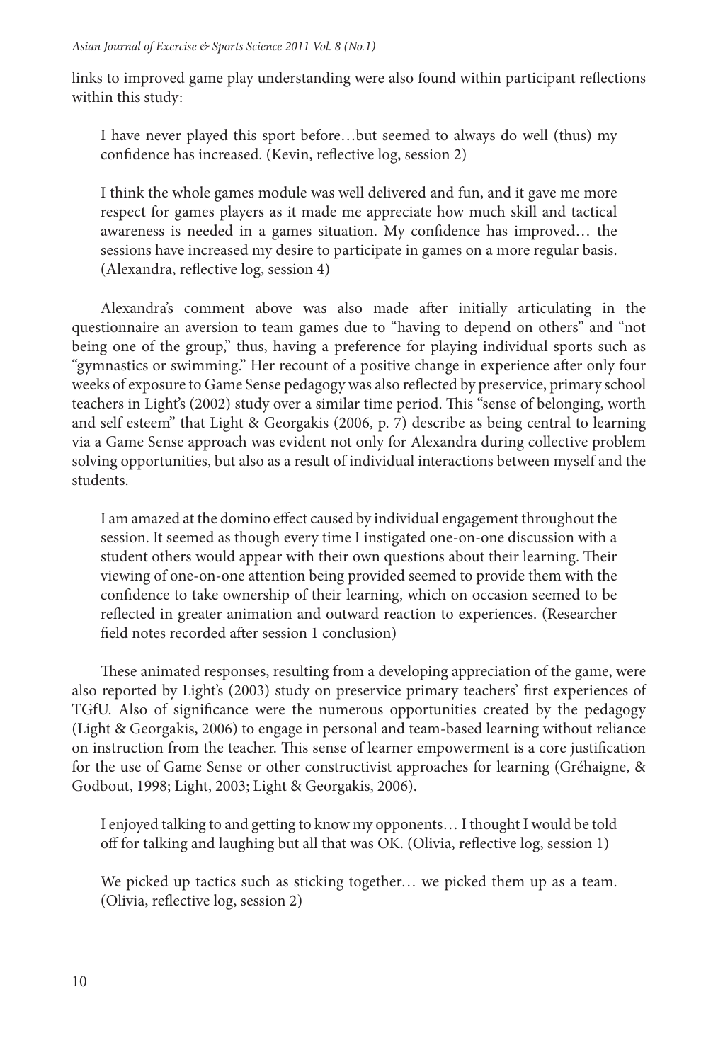links to improved game play understanding were also found within participant reflections within this study:

> I have never played this sport before…but seemed to always do well (thus) my confidence has increased. (Kevin, reflective log, session 2)

> I think the whole games module was well delivered and fun, and it gave me more respect for games players as it made me appreciate how much skill and tactical awareness is needed in a games situation. My confidence has improved… the sessions have increased my desire to participate in games on a more regular basis. (Alexandra, reflective log, session 4)

Alexandra's comment above was also made after initially articulating in the questionnaire an aversion to team games due to "having to depend on others" and "not being one of the group," thus, having a preference for playing individual sports such as "gymnastics or swimming." Her recount of a positive change in experience after only four weeks of exposure to Game Sense pedagogy was also reflected by preservice, primary school teachers in Light's (2002) study over a similar time period. This "sense of belonging, worth and self esteem" that Light & Georgakis (2006, p. 7) describe as being central to learning via a Game Sense approach was evident not only for Alexandra during collective problem solving opportunities, but also as a result of individual interactions between myself and the students.

> I am amazed at the domino effect caused by individual engagement throughout the session. It seemed as though every time I instigated one-on-one discussion with a student others would appear with their own questions about their learning. Their viewing of one-on-one attention being provided seemed to provide them with the confidence to take ownership of their learning, which on occasion seemed to be reflected in greater animation and outward reaction to experiences. (Researcher field notes recorded after session 1 conclusion)

These animated responses, resulting from a developing appreciation of the game, were also reported by Light's (2003) study on preservice primary teachers' first experiences of TGfU. Also of significance were the numerous opportunities created by the pedagogy (Light & Georgakis, 2006) to engage in personal and team-based learning without reliance on instruction from the teacher. This sense of learner empowerment is a core justification for the use of Game Sense or other constructivist approaches for learning (Gréhaigne, & Godbout, 1998; Light, 2003; Light & Georgakis, 2006).

> I enjoyed talking to and getting to know my opponents… I thought I would be told off for talking and laughing but all that was OK. (Olivia, reflective log, session 1)

> We picked up tactics such as sticking together… we picked them up as a team. (Olivia, reflective log, session 2)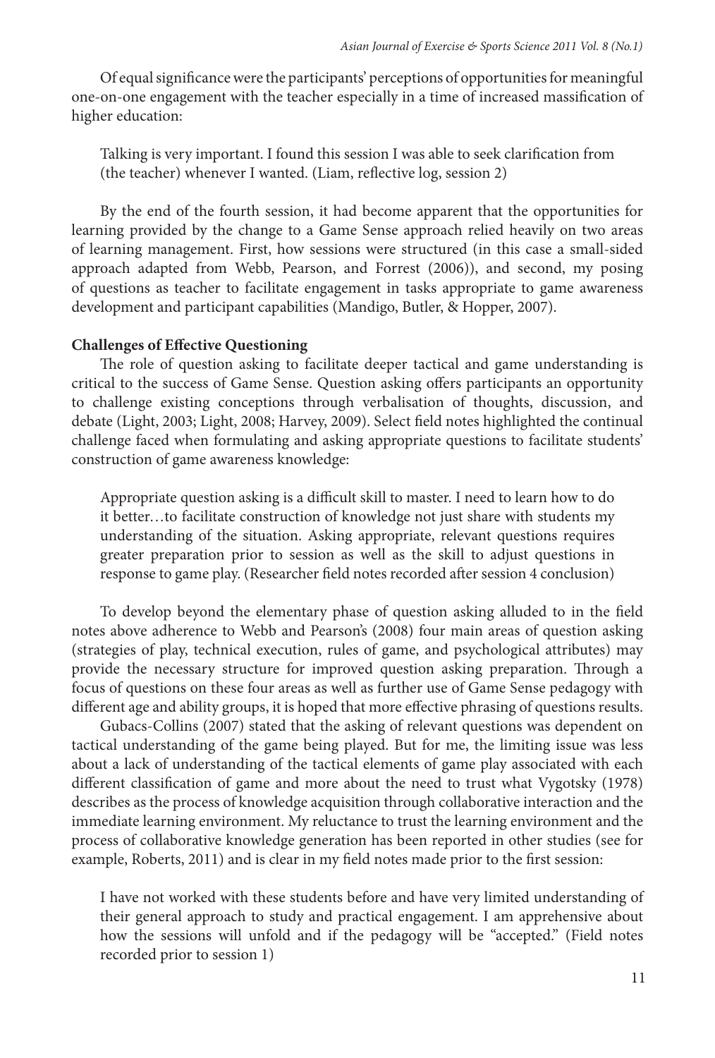Of equal significance were the participants' perceptions of opportunities for meaningful one-on-one engagement with the teacher especially in a time of increased massification of higher education:

> Talking is very important. I found this session I was able to seek clarification from (the teacher) whenever I wanted. (Liam, reflective log, session 2)

By the end of the fourth session, it had become apparent that the opportunities for learning provided by the change to a Game Sense approach relied heavily on two areas of learning management. First, how sessions were structured (in this case a small-sided approach adapted from Webb, Pearson, and Forrest (2006)), and second, my posing of questions as teacher to facilitate engagement in tasks appropriate to game awareness development and participant capabilities (Mandigo, Butler, & Hopper, 2007).

**Challenges of Effective Questioning**

The role of question asking to facilitate deeper tactical and game understanding is critical to the success of Game Sense. Question asking offers participants an opportunity to challenge existing conceptions through verbalisation of thoughts, discussion, and debate (Light, 2003; Light, 2008; Harvey, 2009). Select field notes highlighted the continual challenge faced when formulating and asking appropriate questions to facilitate students' construction of game awareness knowledge:

> Appropriate question asking is a difficult skill to master. I need to learn how to do it better…to facilitate construction of knowledge not just share with students my understanding of the situation. Asking appropriate, relevant questions requires greater preparation prior to session as well as the skill to adjust questions in response to game play. (Researcher field notes recorded after session 4 conclusion)

To develop beyond the elementary phase of question asking alluded to in the field notes above adherence to Webb and Pearson's (2008) four main areas of question asking (strategies of play, technical execution, rules of game, and psychological attributes) may provide the necessary structure for improved question asking preparation. Through a focus of questions on these four areas as well as further use of Game Sense pedagogy with different age and ability groups, it is hoped that more effective phrasing of questions results.

Gubacs-Collins (2007) stated that the asking of relevant questions was dependent on tactical understanding of the game being played. But for me, the limiting issue was less about a lack of understanding of the tactical elements of game play associated with each different classification of game and more about the need to trust what Vygotsky (1978) describes as the process of knowledge acquisition through collaborative interaction and the immediate learning environment. My reluctance to trust the learning environment and the process of collaborative knowledge generation has been reported in other studies (see for example, Roberts, 2011) and is clear in my field notes made prior to the first session:

> I have not worked with these students before and have very limited understanding of their general approach to study and practical engagement. I am apprehensive about how the sessions will unfold and if the pedagogy will be "accepted." (Field notes recorded prior to session 1)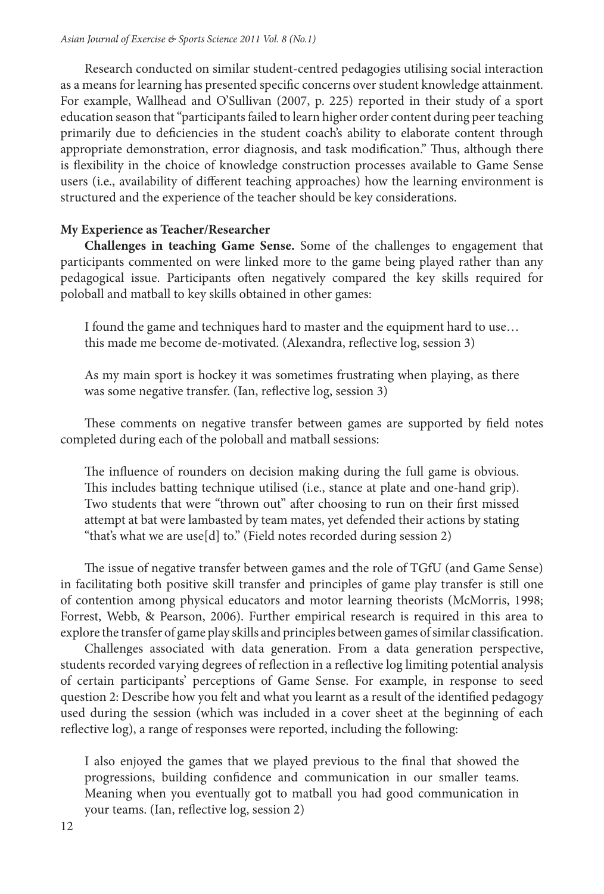Research conducted on similar student-centred pedagogies utilising social interaction as a means for learning has presented specific concerns over student knowledge attainment. For example, Wallhead and O'Sullivan (2007, p. 225) reported in their study of a sport education season that "participants failed to learn higher order content during peer teaching primarily due to deficiencies in the student coach's ability to elaborate content through appropriate demonstration, error diagnosis, and task modification." Thus, although there is flexibility in the choice of knowledge construction processes available to Game Sense users (i.e., availability of different teaching approaches) how the learning environment is structured and the experience of the teacher should be key considerations.

### My Experience as Teacher/Researcher

**Challenges in teaching Game Sense.** Some of the challenges to engagement that participants commented on were linked more to the game being played rather than any pedagogical issue. Participants often negatively compared the key skills required for poloball and matball to key skills obtained in other games:

> I found the game and techniques hard to master and the equipment hard to use… this made me become de-motivated. (Alexandra, reflective log, session 3)

> As my main sport is hockey it was sometimes frustrating when playing, as there was some negative transfer. (Ian, reflective log, session 3)

These comments on negative transfer between games are supported by field notes completed during each of the poloball and matball sessions:

> The influence of rounders on decision making during the full game is obvious. This includes batting technique utilised (i.e., stance at plate and one-hand grip). Two students that were "thrown out" after choosing to run on their first missed attempt at bat were lambasted by team mates, yet defended their actions by stating "that's what we are use[d] to." (Field notes recorded during session 2)

The issue of negative transfer between games and the role of TGfU (and Game Sense) in facilitating both positive skill transfer and principles of game play transfer is still one of contention among physical educators and motor learning theorists (McMorris, 1998; Forrest, Webb, & Pearson, 2006). Further empirical research is required in this area to explore the transfer of game play skills and principles between games of similar classification.

Challenges associated with data generation. From a data generation perspective, students recorded varying degrees of reflection in a reflective log limiting potential analysis of certain participants' perceptions of Game Sense. For example, in response to seed question 2: Describe how you felt and what you learnt as a result of the identified pedagogy used during the session (which was included in a cover sheet at the beginning of each reflective log), a range of responses were reported, including the following:

> I also enjoyed the games that we played previous to the final that showed the progressions, building confidence and communication in our smaller teams. Meaning when you eventually got to matball you had good communication in your teams. (Ian, reflective log, session 2)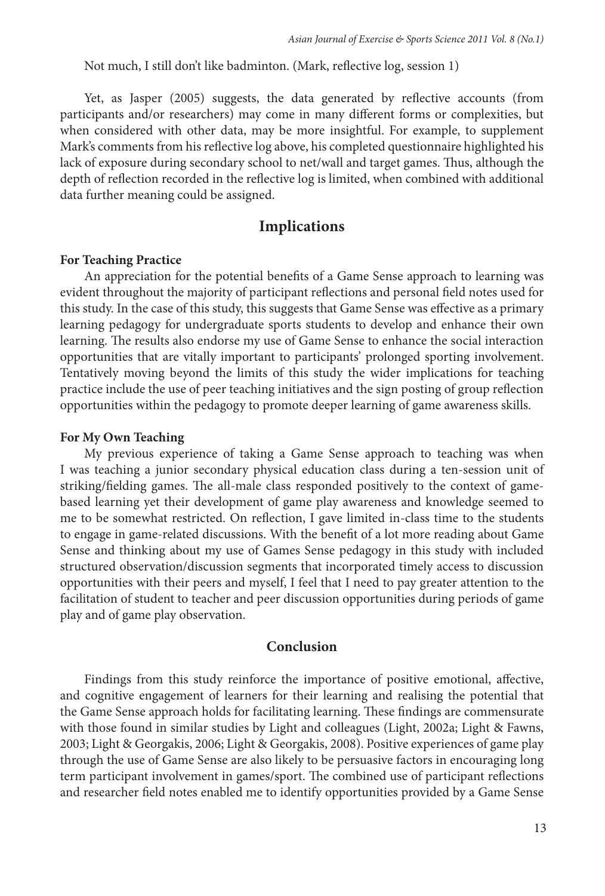Not much, I still don't like badminton. (Mark, reflective log, session 1)

Yet, as Jasper (2005) suggests, the data generated by reflective accounts (from participants and/or researchers) may come in many different forms or complexities, but when considered with other data, may be more insightful. For example, to supplement Mark's comments from his reflective log above, his completed questionnaire highlighted his lack of exposure during secondary school to net/wall and target games. Thus, although the depth of reflection recorded in the reflective log is limited, when combined with additional data further meaning could be assigned.

## Implications

### For Teaching Practice

An appreciation for the potential benefits of a Game Sense approach to learning was evident throughout the majority of participant reflections and personal field notes used for this study. In the case of this study, this suggests that Game Sense was effective as a primary learning pedagogy for undergraduate sports students to develop and enhance their own learning. The results also endorse my use of Game Sense to enhance the social interaction opportunities that are vitally important to participants' prolonged sporting involvement. Tentatively moving beyond the limits of this study the wider implications for teaching practice include the use of peer teaching initiatives and the sign posting of group reflection opportunities within the pedagogy to promote deeper learning of game awareness skills.

### For My Own Teaching

My previous experience of taking a Game Sense approach to teaching was when I was teaching a junior secondary physical education class during a ten-session unit of striking/fielding games. The all-male class responded positively to the context of game-based learning yet their development of game play awareness and knowledge seemed to me to be somewhat restricted. On reflection, I gave limited in-class time to the students to engage in game-related discussions. With the benefit of a lot more reading about Game Sense and thinking about my use of Games Sense pedagogy in this study with included structured observation/discussion segments that incorporated timely access to discussion opportunities with their peers and myself, I feel that I need to pay greater attention to the facilitation of student to teacher and peer discussion opportunities during periods of game play and of game play observation.

## Conclusion

Findings from this study reinforce the importance of positive emotional, affective, and cognitive engagement of learners for their learning and realising the potential that the Game Sense approach holds for facilitating learning. These findings are commensurate with those found in similar studies by Light and colleagues (Light, 2002a; Light & Fawns, 2003; Light & Georgakis, 2006; Light & Georgakis, 2008). Positive experiences of game play through the use of Game Sense are also likely to be persuasive factors in encouraging long term participant involvement in games/sport. The combined use of participant reflections and researcher field notes enabled me to identify opportunities provided by a Game Sense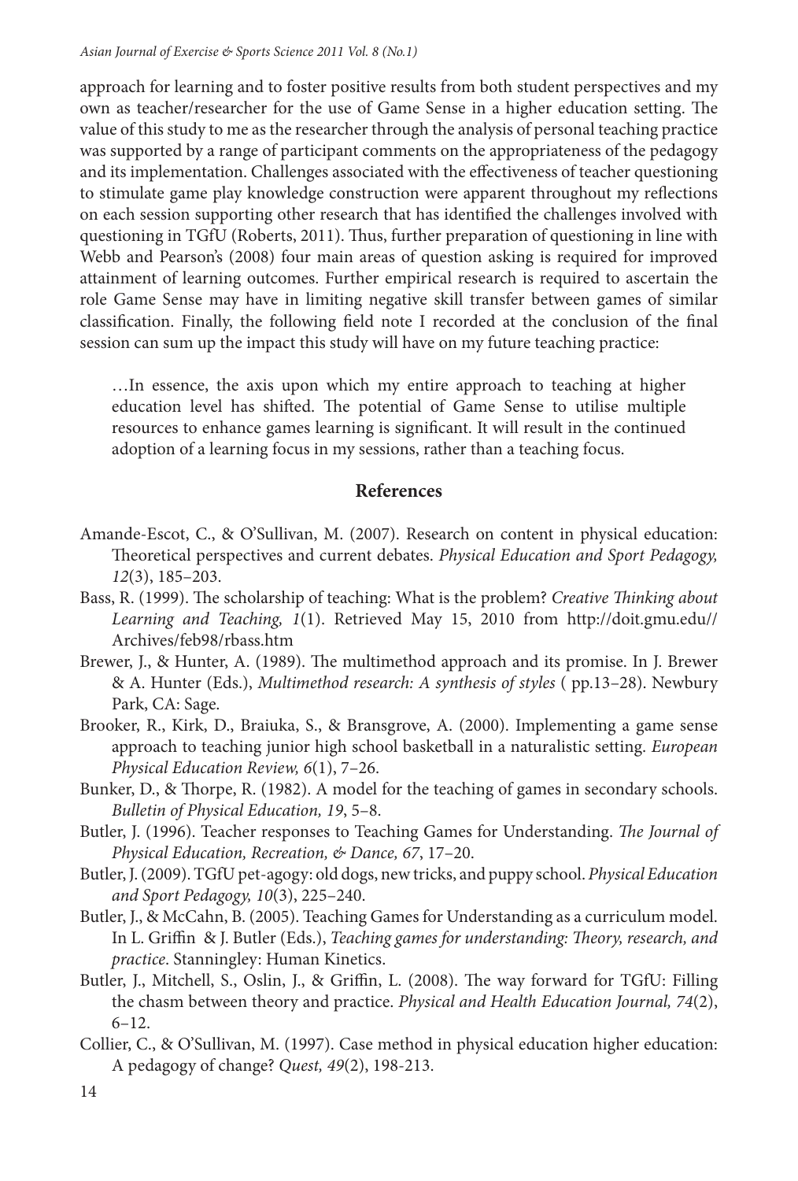approach for learning and to foster positive results from both student perspectives and my own as teacher/researcher for the use of Game Sense in a higher education setting. The value of this study to me as the researcher through the analysis of personal teaching practice was supported by a range of participant comments on the appropriateness of the pedagogy and its implementation. Challenges associated with the effectiveness of teacher questioning to stimulate game play knowledge construction were apparent throughout my reflections on each session supporting other research that has identified the challenges involved with questioning in TGfU (Roberts, 2011). Thus, further preparation of questioning in line with Webb and Pearson's (2008) four main areas of question asking is required for improved attainment of learning outcomes. Further empirical research is required to ascertain the role Game Sense may have in limiting negative skill transfer between games of similar classification. Finally, the following field note I recorded at the conclusion of the final session can sum up the impact this study will have on my future teaching practice:

> …In essence, the axis upon which my entire approach to teaching at higher education level has shifted. The potential of Game Sense to utilise multiple resources to enhance games learning is significant. It will result in the continued adoption of a learning focus in my sessions, rather than a teaching focus.

## References

Amande-Escot, C., & O'Sullivan, M. (2007). Research on content in physical education: Theoretical perspectives and current debates. *Physical Education and Sport Pedagogy, 12*(3), 185–203.

Bass, R. (1999). The scholarship of teaching: What is the problem? *Creative Thinking about Learning and Teaching, 1*(1). Retrieved May 15, 2010 from http://doit.gmu.edu//Archives/feb98/rbass.htm

Brewer, J., & Hunter, A. (1989). The multimethod approach and its promise. In J. Brewer & A. Hunter (Eds.), *Multimethod research: A synthesis of styles* ( pp.13–28). Newbury Park, CA: Sage.

Brooker, R., Kirk, D., Braiuka, S., & Bransgrove, A. (2000). Implementing a game sense approach to teaching junior high school basketball in a naturalistic setting. *European Physical Education Review, 6*(1), 7–26.

Bunker, D., & Thorpe, R. (1982). A model for the teaching of games in secondary schools. *Bulletin of Physical Education, 19*, 5–8.

Butler, J. (1996). Teacher responses to Teaching Games for Understanding. *The Journal of Physical Education, Recreation, & Dance, 67*, 17–20.

Butler, J. (2009). TGfU pet-agogy: old dogs, new tricks, and puppy school. *Physical Education and Sport Pedagogy, 10*(3), 225–240.

Butler, J., & McCahn, B. (2005). Teaching Games for Understanding as a curriculum model. In L. Griffin & J. Butler (Eds.), *Teaching games for understanding: Theory, research, and practice*. Stanningley: Human Kinetics.

Butler, J., Mitchell, S., Oslin, J., & Griffin, L. (2008). The way forward for TGfU: Filling the chasm between theory and practice. *Physical and Health Education Journal, 74*(2), 6–12.

Collier, C., & O'Sullivan, M. (1997). Case method in physical education higher education: A pedagogy of change? *Quest, 49*(2), 198-213.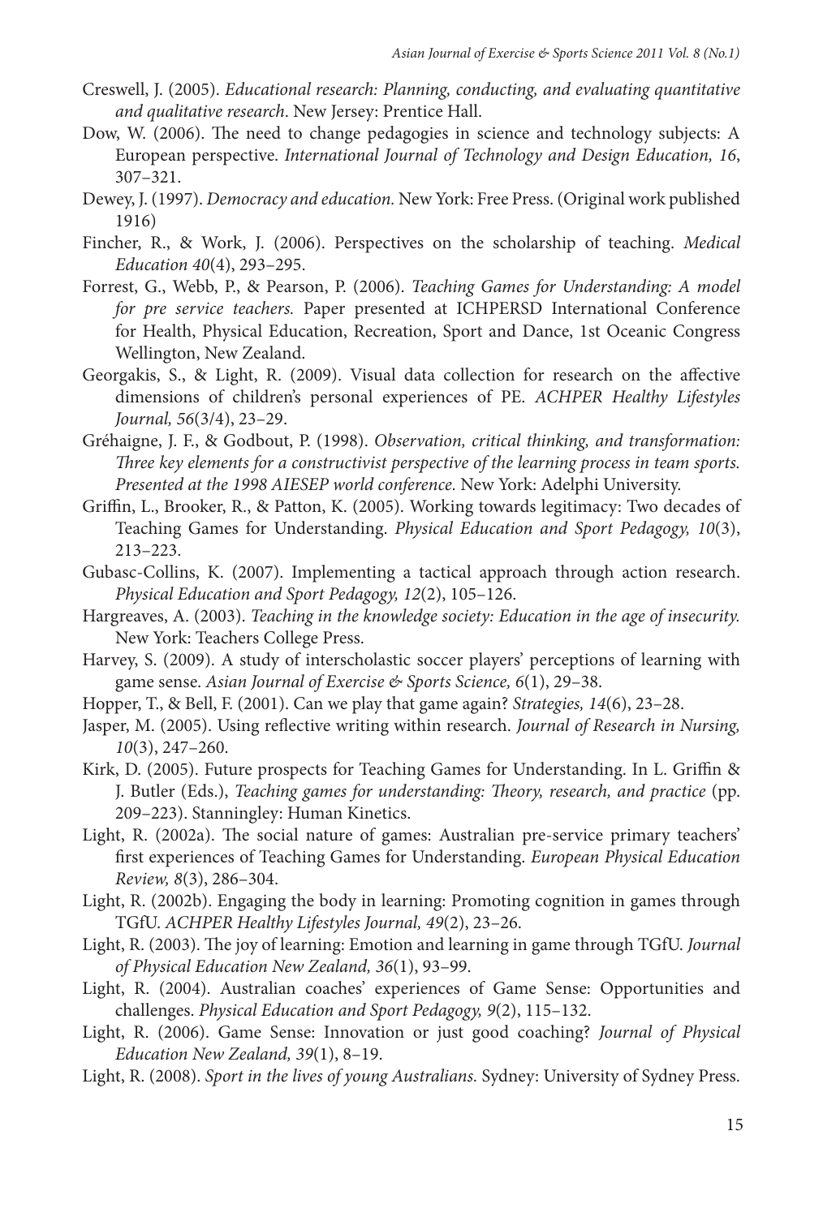Creswell, J. (2005). *Educational research: Planning, conducting, and evaluating quantitative and qualitative research*. New Jersey: Prentice Hall.

Dow, W. (2006). The need to change pedagogies in science and technology subjects: A European perspective. *International Journal of Technology and Design Education, 16*, 307–321.

Dewey, J. (1997). *Democracy and education.* New York: Free Press. (Original work published 1916)

Fincher, R., & Work, J. (2006). Perspectives on the scholarship of teaching. *Medical Education 40*(4), 293–295.

Forrest, G., Webb, P., & Pearson, P. (2006). *Teaching Games for Understanding: A model for pre service teachers.* Paper presented at ICHPERSD International Conference for Health, Physical Education, Recreation, Sport and Dance, 1st Oceanic Congress Wellington, New Zealand.

Georgakis, S., & Light, R. (2009). Visual data collection for research on the affective dimensions of children's personal experiences of PE. *ACHPER Healthy Lifestyles Journal, 56*(3/4), 23–29.

Gréhaigne, J. F., & Godbout, P. (1998). *Observation, critical thinking, and transformation: Three key elements for a constructivist perspective of the learning process in team sports. Presented at the 1998 AIESEP world conference.* New York: Adelphi University.

Griffin, L., Brooker, R., & Patton, K. (2005). Working towards legitimacy: Two decades of Teaching Games for Understanding. *Physical Education and Sport Pedagogy, 10*(3), 213–223.

Gubasc-Collins, K. (2007). Implementing a tactical approach through action research. *Physical Education and Sport Pedagogy, 12*(2), 105–126.

Hargreaves, A. (2003). *Teaching in the knowledge society: Education in the age of insecurity.* New York: Teachers College Press.

Harvey, S. (2009). A study of interscholastic soccer players' perceptions of learning with game sense. *Asian Journal of Exercise & Sports Science, 6*(1), 29–38.

Hopper, T., & Bell, F. (2001). Can we play that game again? *Strategies, 14*(6), 23–28.

Jasper, M. (2005). Using reflective writing within research. *Journal of Research in Nursing, 10*(3), 247–260.

Kirk, D. (2005). Future prospects for Teaching Games for Understanding. In L. Griffin & J. Butler (Eds.), *Teaching games for understanding: Theory, research, and practice* (pp. 209–223). Stanningley: Human Kinetics.

Light, R. (2002a). The social nature of games: Australian pre-service primary teachers' first experiences of Teaching Games for Understanding. *European Physical Education Review, 8*(3), 286–304.

Light, R. (2002b). Engaging the body in learning: Promoting cognition in games through TGfU. *ACHPER Healthy Lifestyles Journal, 49*(2), 23–26.

Light, R. (2003). The joy of learning: Emotion and learning in game through TGfU. *Journal of Physical Education New Zealand, 36*(1), 93–99.

Light, R. (2004). Australian coaches' experiences of Game Sense: Opportunities and challenges. *Physical Education and Sport Pedagogy, 9*(2), 115–132.

Light, R. (2006). Game Sense: Innovation or just good coaching? *Journal of Physical Education New Zealand, 39*(1), 8–19.

Light, R. (2008). *Sport in the lives of young Australians.* Sydney: University of Sydney Press.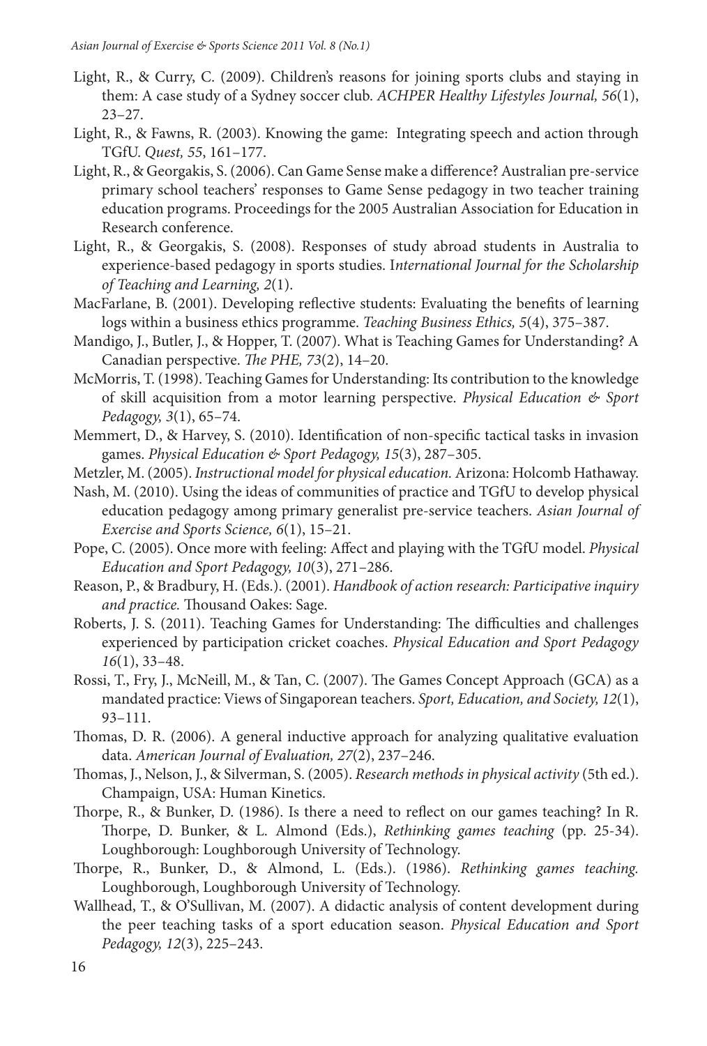Light, R., & Curry, C. (2009). Children's reasons for joining sports clubs and staying in them: A case study of a Sydney soccer club. *ACHPER Healthy Lifestyles Journal, 56*(1), 23–27.

Light, R., & Fawns, R. (2003). Knowing the game: Integrating speech and action through TGfU. *Quest, 55*, 161–177.

Light, R., & Georgakis, S. (2006). Can Game Sense make a difference? Australian pre-service primary school teachers' responses to Game Sense pedagogy in two teacher training education programs. Proceedings for the 2005 Australian Association for Education in Research conference.

Light, R., & Georgakis, S. (2008). Responses of study abroad students in Australia to experience-based pedagogy in sports studies. I*nternational Journal for the Scholarship of Teaching and Learning, 2*(1).

MacFarlane, B. (2001). Developing reflective students: Evaluating the benefits of learning logs within a business ethics programme. *Teaching Business Ethics, 5*(4), 375–387.

Mandigo, J., Butler, J., & Hopper, T. (2007). What is Teaching Games for Understanding? A Canadian perspective. *The PHE, 73*(2), 14–20.

McMorris, T. (1998). Teaching Games for Understanding: Its contribution to the knowledge of skill acquisition from a motor learning perspective. *Physical Education & Sport Pedagogy, 3*(1), 65–74.

Memmert, D., & Harvey, S. (2010). Identification of non-specific tactical tasks in invasion games. *Physical Education & Sport Pedagogy, 15*(3), 287–305.

Metzler, M. (2005). *Instructional model for physical education.* Arizona: Holcomb Hathaway.

Nash, M. (2010). Using the ideas of communities of practice and TGfU to develop physical education pedagogy among primary generalist pre-service teachers. *Asian Journal of Exercise and Sports Science, 6*(1), 15–21.

Pope, C. (2005). Once more with feeling: Affect and playing with the TGfU model. *Physical Education and Sport Pedagogy, 10*(3), 271–286.

Reason, P., & Bradbury, H. (Eds.). (2001). *Handbook of action research: Participative inquiry and practice.* Thousand Oakes: Sage.

Roberts, J. S. (2011). Teaching Games for Understanding: The difficulties and challenges experienced by participation cricket coaches. *Physical Education and Sport Pedagogy 16*(1), 33–48.

Rossi, T., Fry, J., McNeill, M., & Tan, C. (2007). The Games Concept Approach (GCA) as a mandated practice: Views of Singaporean teachers. *Sport, Education, and Society, 12*(1), 93–111.

Thomas, D. R. (2006). A general inductive approach for analyzing qualitative evaluation data. *American Journal of Evaluation, 27*(2), 237–246.

Thomas, J., Nelson, J., & Silverman, S. (2005). *Research methods in physical activity* (5th ed.). Champaign, USA: Human Kinetics.

Thorpe, R., & Bunker, D. (1986). Is there a need to reflect on our games teaching? In R. Thorpe, D. Bunker, & L. Almond (Eds.), *Rethinking games teaching* (pp. 25-34). Loughborough: Loughborough University of Technology.

Thorpe, R., Bunker, D., & Almond, L. (Eds.). (1986). *Rethinking games teaching.* Loughborough, Loughborough University of Technology.

Wallhead, T., & O'Sullivan, M. (2007). A didactic analysis of content development during the peer teaching tasks of a sport education season. *Physical Education and Sport Pedagogy, 12*(3), 225–243.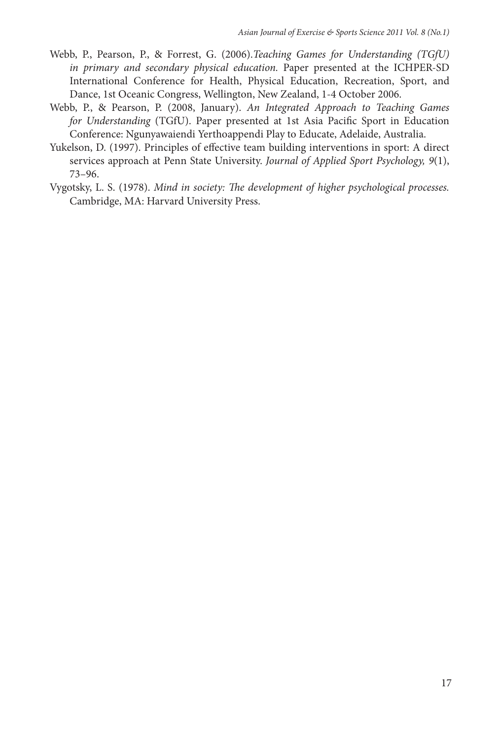Webb, P., Pearson, P., & Forrest, G. (2006).*Teaching Games for Understanding (TGfU) in primary and secondary physical education.* Paper presented at the ICHPER-SD International Conference for Health, Physical Education, Recreation, Sport, and Dance, 1st Oceanic Congress, Wellington, New Zealand, 1-4 October 2006.

Webb, P., & Pearson, P. (2008, January). *An Integrated Approach to Teaching Games for Understanding* (TGfU). Paper presented at 1st Asia Pacific Sport in Education Conference: Ngunyawaiendi Yerthoappendi Play to Educate, Adelaide, Australia.

Yukelson, D. (1997). Principles of effective team building interventions in sport: A direct services approach at Penn State University. *Journal of Applied Sport Psychology, 9*(1), 73–96.

Vygotsky, L. S. (1978). *Mind in society: The development of higher psychological processes.* Cambridge, MA: Harvard University Press.